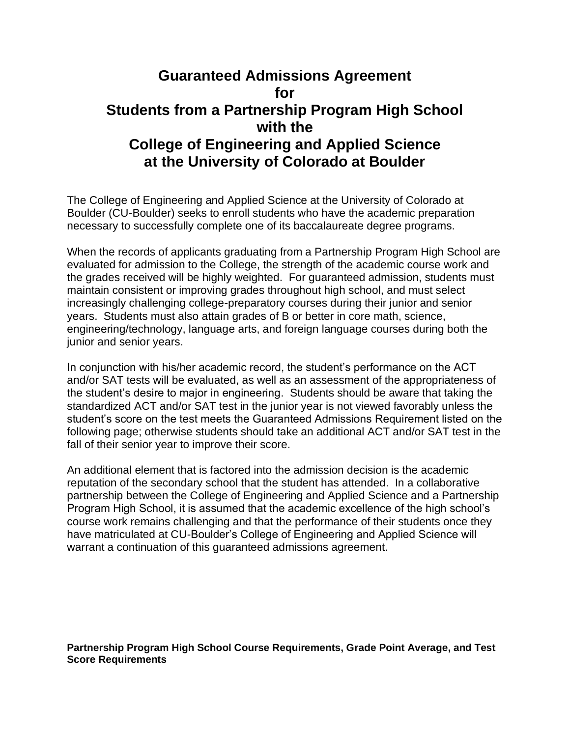# Guaranteed Admissions Agreement for Students from a Partnership Program High School with the College of Engineering and Applied Science at the University of Colorado at Boulder

The College of Engineering and Applied Science at the University of Colorado at Boulder (CU-Boulder) seeks to enroll students who have the academic preparation necessary to successfully complete one of its baccalaureate degree programs.

When the records of applicants graduating from a Partnership Program High School are evaluated for admission to the College, the strength of the academic course work and the grades received will be highly weighted. For guaranteed admission, students must maintain consistent or improving grades throughout high school, and must select increasingly challenging college-preparatory courses during their junior and senior years. Students must also attain grades of B or better in core math, science, engineering/technology, language arts, and foreign language courses during both the junior and senior years.

In conjunction with his/her academic record, the student's performance on the ACT and/or SAT tests will be evaluated, as well as an assessment of the appropriateness of the student's desire to major in engineering. Students should be aware that taking the standardized ACT and/or SAT test in the junior year is not viewed favorably unless the student's score on the test meets the Guaranteed Admissions Requirement listed on the following page; otherwise students should take an additional ACT and/or SAT test in the fall of their senior year to improve their score.

An additional element that is factored into the admission decision is the academic reputation of the secondary school that the student has attended. In a collaborative partnership between the College of Engineering and Applied Science and a Partnership Program High School, it is assumed that the academic excellence of the high school's course work remains challenging and that the performance of their students once they have matriculated at CU-Boulder's College of Engineering and Applied Science will warrant a continuation of this guaranteed admissions agreement.

**Partnership Program High School Course Requirements, Grade Point Average, and Test Score Requirements**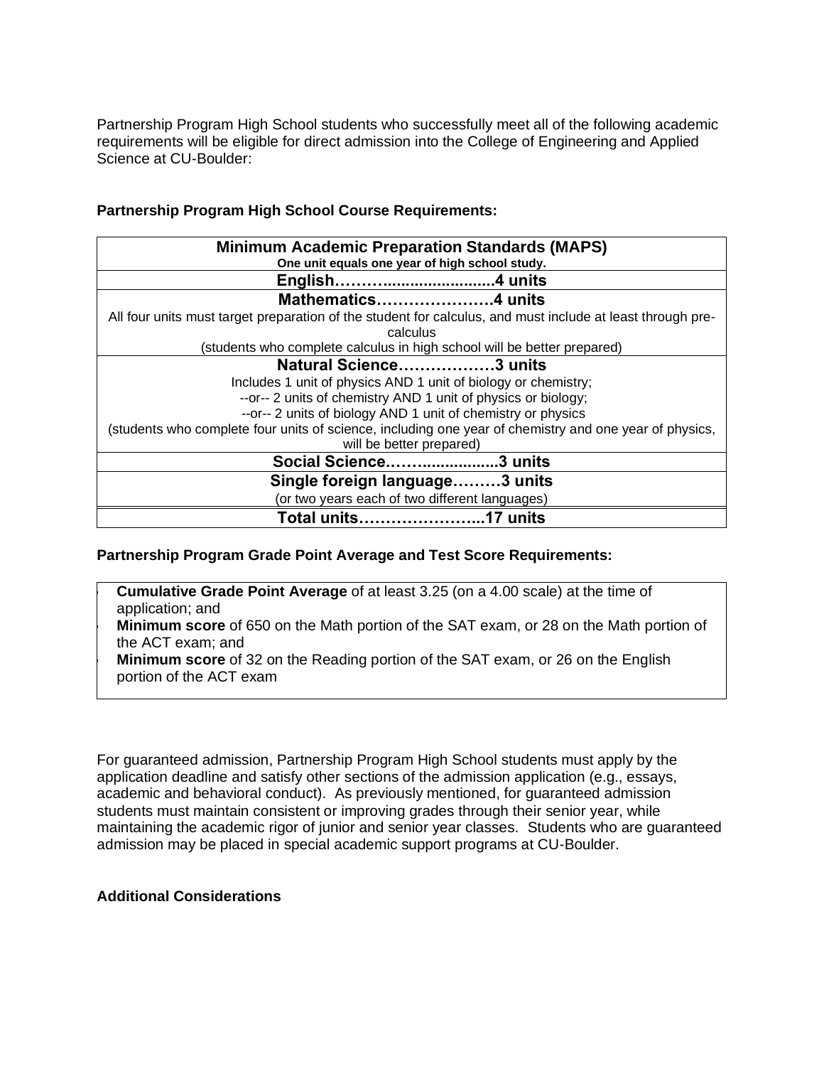Partnership Program High School students who successfully meet all of the following academic requirements will be eligible for direct admission into the College of Engineering and Applied Science at CU-Boulder:

**Partnership Program High School Course Requirements:**

| **Minimum Academic Preparation Standards (MAPS)**<br>**One unit equals one year of high school study.** |
|---|
| **English………........................4 units** |
| **Mathematics…………………4 units**<br>All four units must target preparation of the student for calculus, and must include at least through pre-calculus<br>(students who complete calculus in high school will be better prepared) |
| **Natural Science………………3 units**<br>Includes 1 unit of physics AND 1 unit of biology or chemistry;<br>--or-- 2 units of chemistry AND 1 unit of physics or biology;<br>--or-- 2 units of biology AND 1 unit of chemistry or physics<br>(students who complete four units of science, including one year of chemistry and one year of physics, will be better prepared) |
| **Social Science.……..................3 units** |
| **Single foreign language………3 units**<br>(or two years each of two different languages) |
| **Total units…………………...17 units** |

**Partnership Program Grade Point Average and Test Score Requirements:**

- **Cumulative Grade Point Average** of at least 3.25 (on a 4.00 scale) at the time of application; and
- **Minimum score** of 650 on the Math portion of the SAT exam, or 28 on the Math portion of the ACT exam; and
- **Minimum score** of 32 on the Reading portion of the SAT exam, or 26 on the English portion of the ACT exam

For guaranteed admission, Partnership Program High School students must apply by the application deadline and satisfy other sections of the admission application (e.g., essays, academic and behavioral conduct). As previously mentioned, for guaranteed admission students must maintain consistent or improving grades through their senior year, while maintaining the academic rigor of junior and senior year classes. Students who are guaranteed admission may be placed in special academic support programs at CU-Boulder.

**Additional Considerations**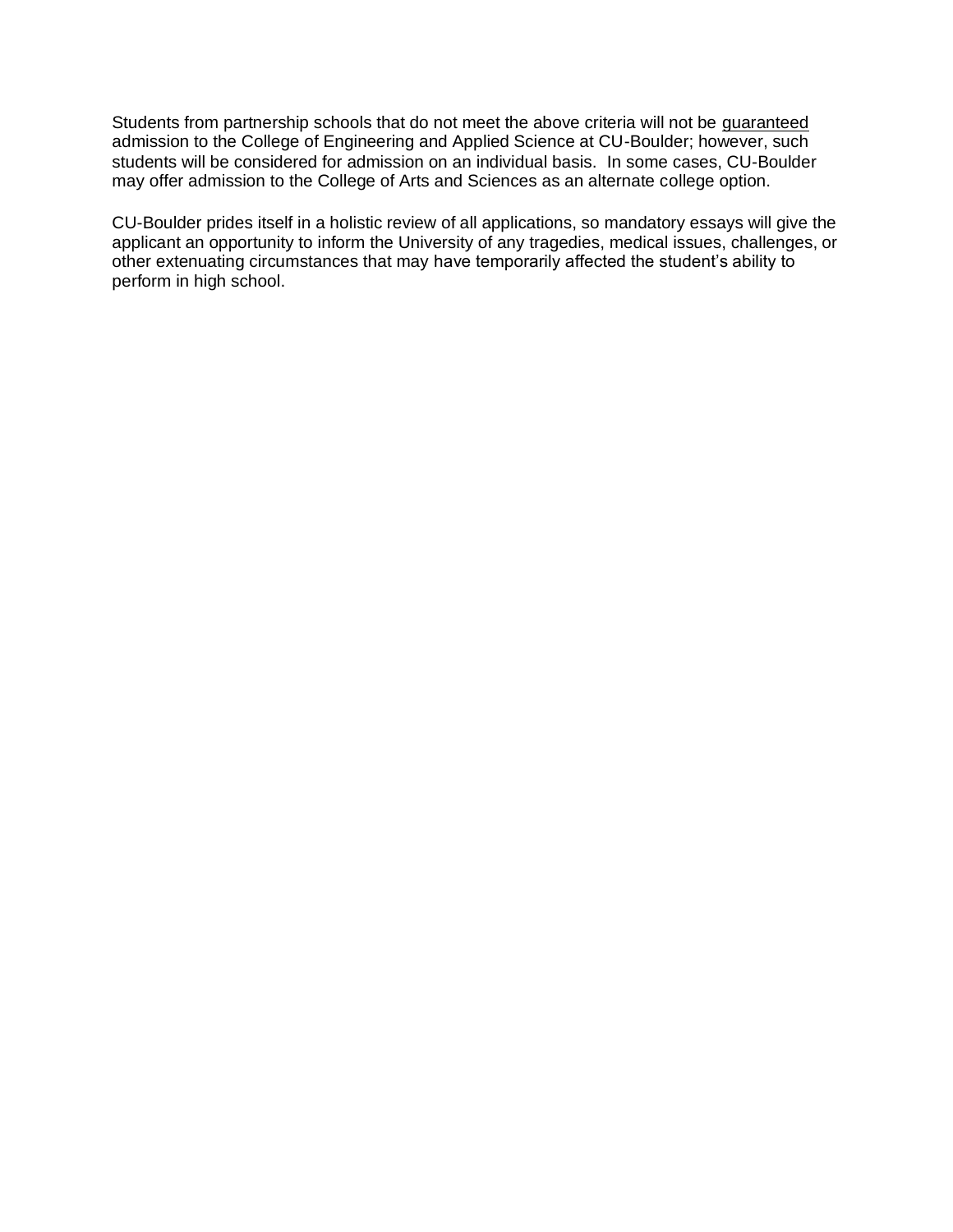Students from partnership schools that do not meet the above criteria will not be guaranteed admission to the College of Engineering and Applied Science at CU-Boulder; however, such students will be considered for admission on an individual basis. In some cases, CU-Boulder may offer admission to the College of Arts and Sciences as an alternate college option.

CU-Boulder prides itself in a holistic review of all applications, so mandatory essays will give the applicant an opportunity to inform the University of any tragedies, medical issues, challenges, or other extenuating circumstances that may have temporarily affected the student's ability to perform in high school.